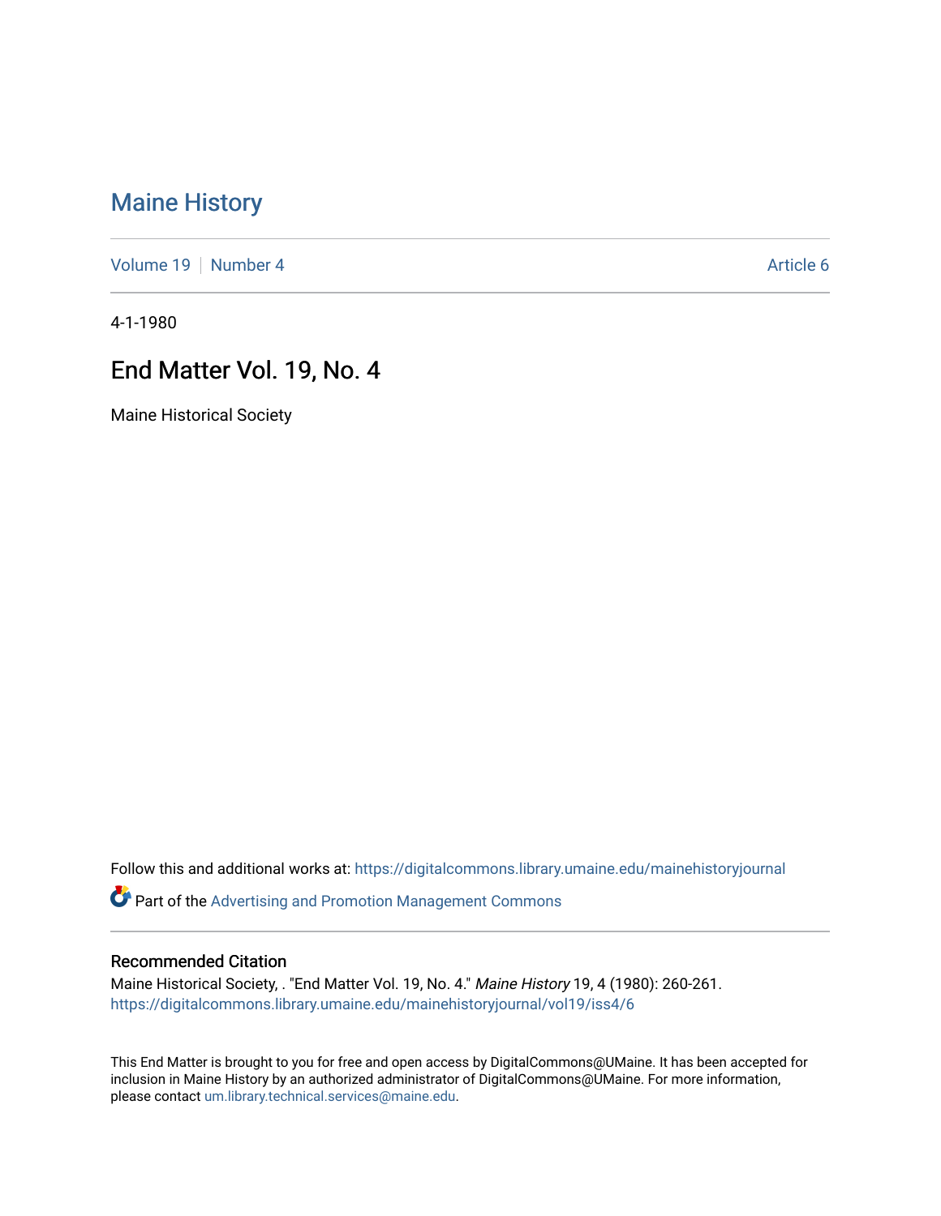# Maine History

Volume 19 | Number 4 Article 6

4-1-1980

## End Matter Vol. 19, No. 4

Maine Historical Society

Follow this and additional works at: https://digitalcommons.library.umaine.edu/mainehistoryjournal

Part of the Advertising and Promotion Management Commons

### Recommended Citation

Maine Historical Society, . "End Matter Vol. 19, No. 4." *Maine History* 19, 4 (1980): 260-261.
https://digitalcommons.library.umaine.edu/mainehistoryjournal/vol19/iss4/6

This End Matter is brought to you for free and open access by DigitalCommons@UMaine. It has been accepted for inclusion in Maine History by an authorized administrator of DigitalCommons@UMaine. For more information, please contact um.library.technical.services@maine.edu.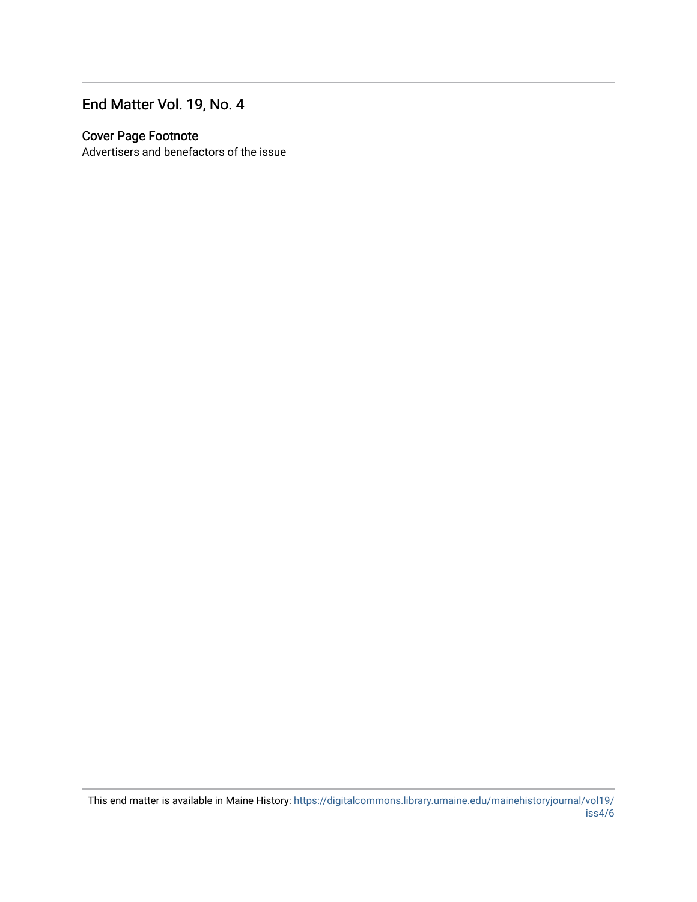# End Matter Vol. 19, No. 4

## Cover Page Footnote

Advertisers and benefactors of the issue

This end matter is available in Maine History: https://digitalcommons.library.umaine.edu/mainehistoryjournal/vol19/iss4/6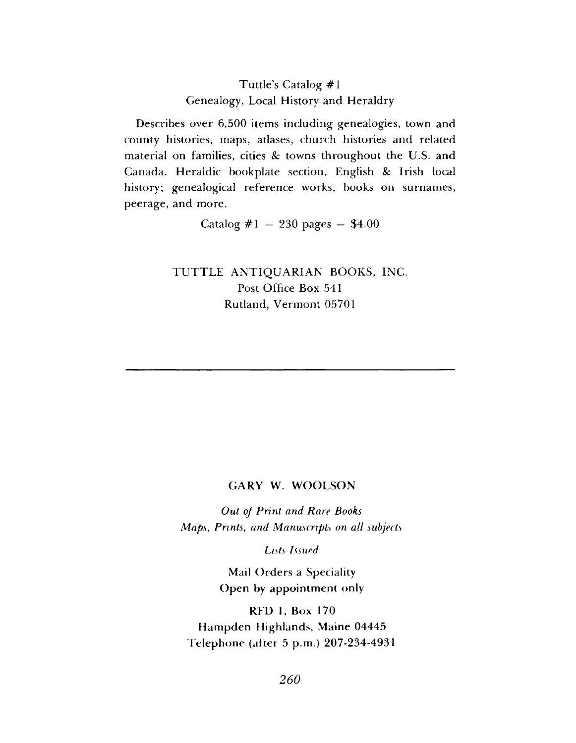Tuttle's Catalog #1
Genealogy, Local History and Heraldry

Describes over 6,500 items including genealogies, town and county histories, maps, atlases, church histories and related material on families, cities & towns throughout the U.S. and Canada. Heraldic bookplate section, English & Irish local history; genealogical reference works, books on surnames, peerage, and more.

Catalog #1 – 230 pages – $4.00

TUTTLE ANTIQUARIAN BOOKS, INC.
Post Office Box 541
Rutland, Vermont 05701

---

**GARY W. WOOLSON**

*Out of Print and Rare Books*
*Maps, Prints, and Manuscripts on all subjects*

*Lists Issued*

Mail Orders a Speciality
Open by appointment only

**RFD 1, Box 170**
**Hampden Highlands, Maine 04445**
**Telephone (after 5 p.m.) 207-234-4931**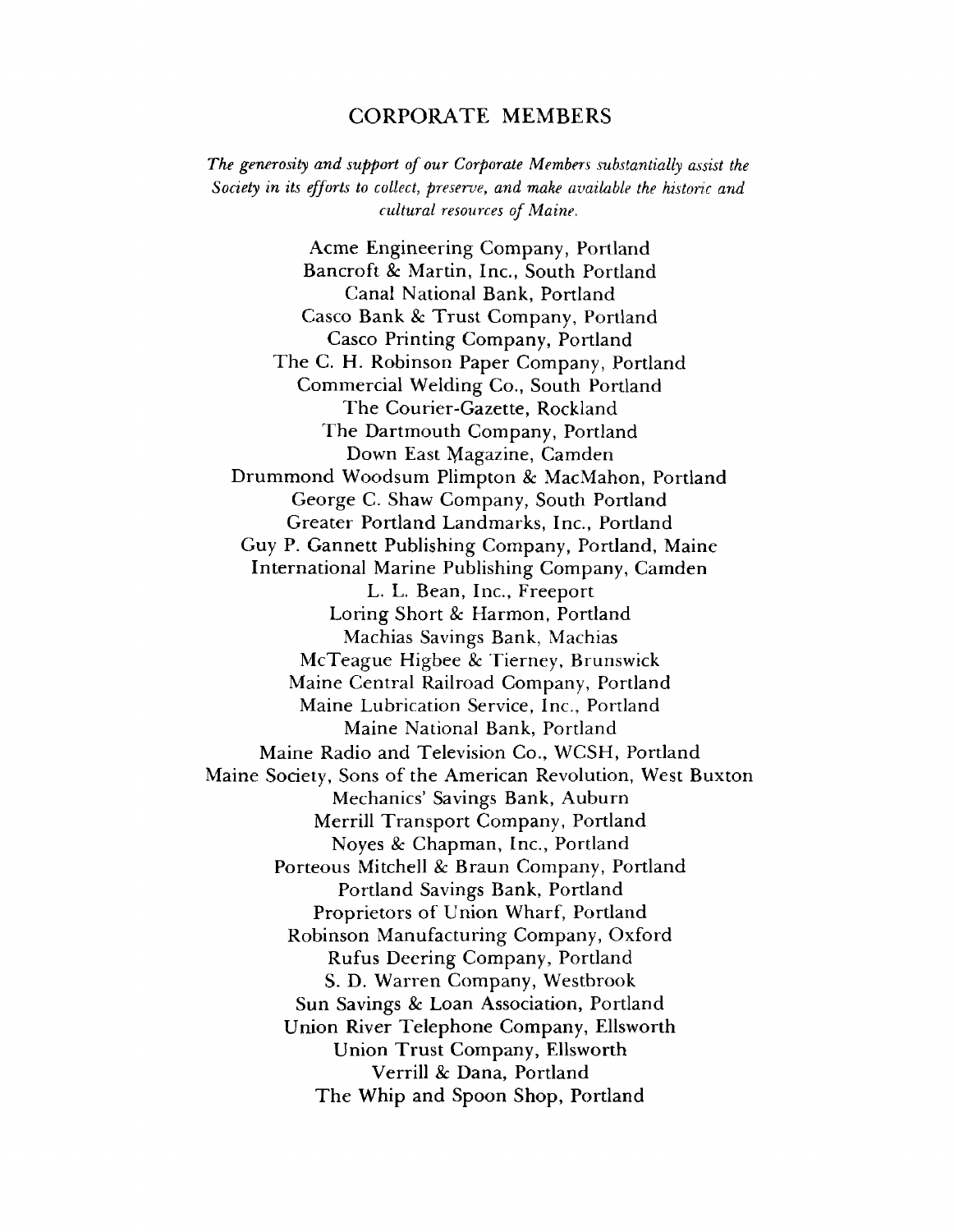## CORPORATE MEMBERS

*The generosity and support of our Corporate Members substantially assist the Society in its efforts to collect, preserve, and make available the historic and cultural resources of Maine.*

Acme Engineering Company, Portland
Bancroft & Martin, Inc., South Portland
Canal National Bank, Portland
Casco Bank & Trust Company, Portland
Casco Printing Company, Portland
The C. H. Robinson Paper Company, Portland
Commercial Welding Co., South Portland
The Courier-Gazette, Rockland
The Dartmouth Company, Portland
Down East Magazine, Camden
Drummond Woodsum Plimpton & MacMahon, Portland
George C. Shaw Company, South Portland
Greater Portland Landmarks, Inc., Portland
Guy P. Gannett Publishing Company, Portland, Maine
International Marine Publishing Company, Camden
L. L. Bean, Inc., Freeport
Loring Short & Harmon, Portland
Machias Savings Bank, Machias
McTeague Higbee & Tierney, Brunswick
Maine Central Railroad Company, Portland
Maine Lubrication Service, Inc., Portland
Maine National Bank, Portland
Maine Radio and Television Co., WCSH, Portland
Maine Society, Sons of the American Revolution, West Buxton
Mechanics' Savings Bank, Auburn
Merrill Transport Company, Portland
Noyes & Chapman, Inc., Portland
Porteous Mitchell & Braun Company, Portland
Portland Savings Bank, Portland
Proprietors of Union Wharf, Portland
Robinson Manufacturing Company, Oxford
Rufus Deering Company, Portland
S. D. Warren Company, Westbrook
Sun Savings & Loan Association, Portland
Union River Telephone Company, Ellsworth
Union Trust Company, Ellsworth
Verrill & Dana, Portland
The Whip and Spoon Shop, Portland